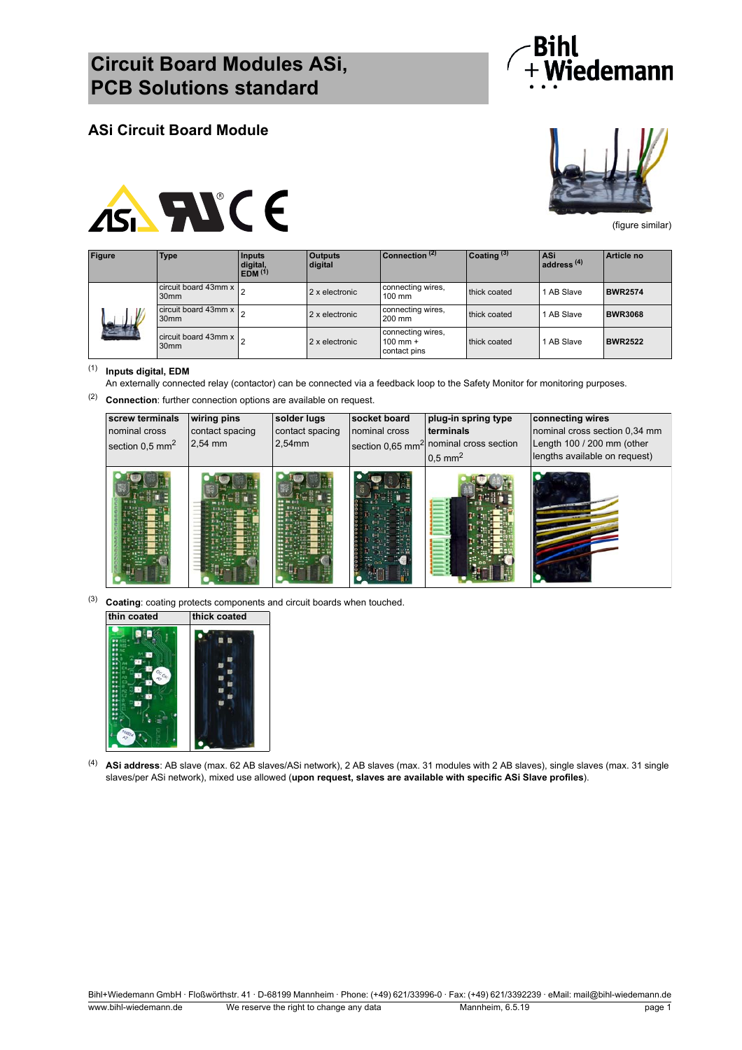# Circuit Board Modules ASi, PCB Solutions standard

## ASi Circuit Board Module

(figure similar)

| Figure | Type | Inputs digital, EDM (1) | Outputs digital | Connection (2) | Coating (3) | ASi address (4) | Article no |
|---|---|---|---|---|---|---|---|
| | circuit board 43mm x 30mm | 2 | 2 x electronic | connecting wires, 100 mm | thick coated | 1 AB Slave | **BWR2574** |
| | circuit board 43mm x 30mm | 2 | 2 x electronic | connecting wires, 200 mm | thick coated | 1 AB Slave | **BWR3068** |
| | circuit board 43mm x 30mm | 2 | 2 x electronic | connecting wires, 100 mm + contact pins | thick coated | 1 AB Slave | **BWR2522** |

(1) **Inputs digital, EDM**
An externally connected relay (contactor) can be connected via a feedback loop to the Safety Monitor for monitoring purposes.

(2) **Connection**: further connection options are available on request.

| **screw terminals** nominal cross section 0,5 mm$^2$ | **wiring pins** contact spacing 2,54 mm | **solder lugs** contact spacing 2,54mm | **socket board** nominal cross section 0,65 mm$^2$ | **plug-in spring type terminals** nominal cross section 0,5 mm$^2$ | **connecting wires** nominal cross section 0,34 mm Length 100 / 200 mm (other lengths available on request) |
|---|---|---|---|---|---|
| | | | | | |

(3) **Coating**: coating protects components and circuit boards when touched.

| thin coated | thick coated |
|---|---|
| | |

(4) **ASi address**: AB slave (max. 62 AB slaves/ASi network), 2 AB slaves (max. 31 modules with 2 AB slaves), single slaves (max. 31 single slaves/per ASi network), mixed use allowed (**upon request, slaves are available with specific ASi Slave profiles**).

Bihl+Wiedemann GmbH · Floßwörthstr. 41 · D-68199 Mannheim · Phone: (+49) 621/33996-0 · Fax: (+49) 621/3392239 · eMail: mail@bihl-wiedemann.de
www.bihl-wiedemann.de We reserve the right to change any data Mannheim, 6.5.19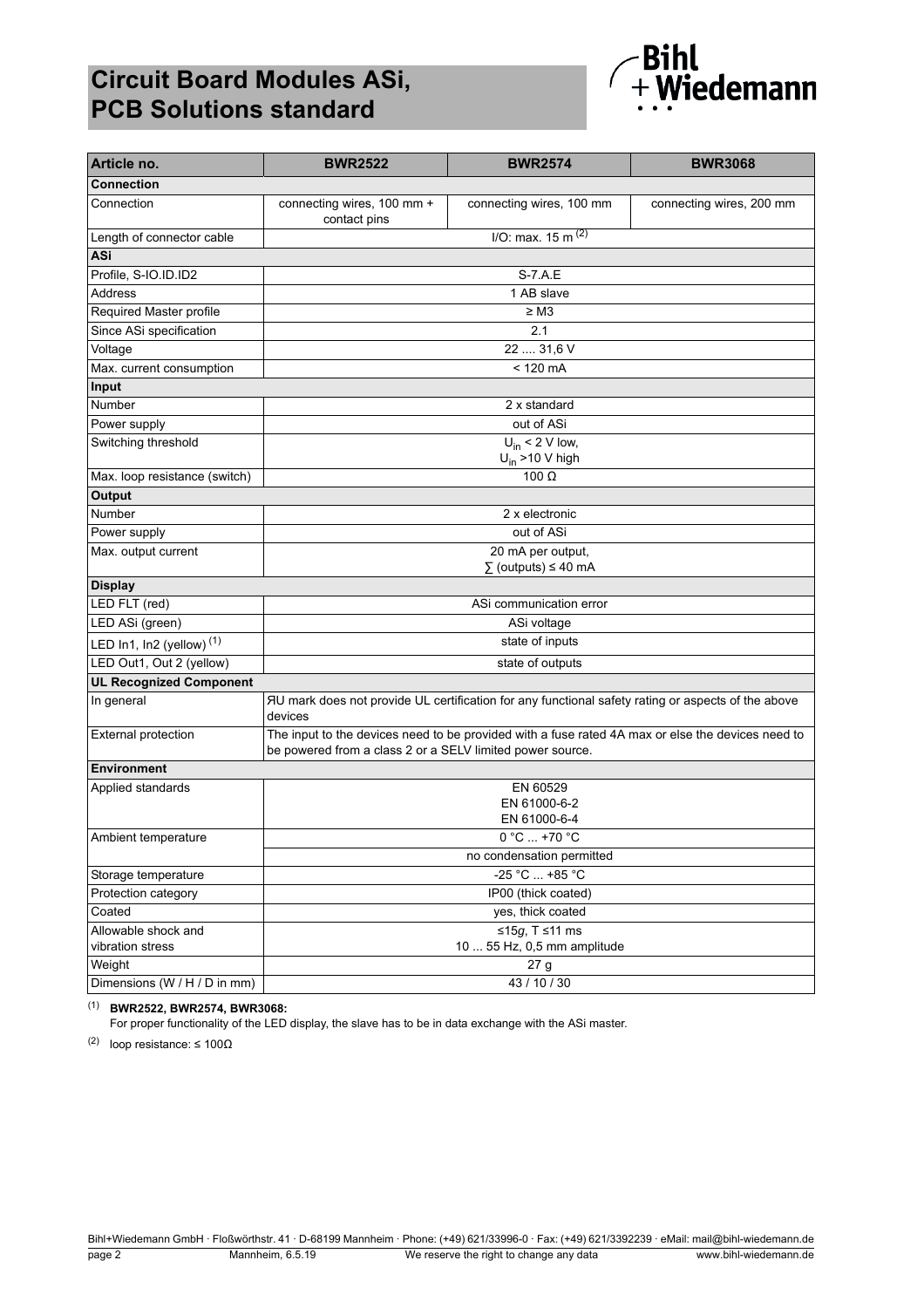# Circuit Board Modules ASi, PCB Solutions standard

| Article no. | BWR2522 | BWR2574 | BWR3068 |
|---|---|---|---|
| **Connection** | | | |
| Connection | connecting wires, 100 mm + contact pins | connecting wires, 100 mm | connecting wires, 200 mm |
| Length of connector cable | I/O: max. 15 m [2] | | |
| **ASi** | | | |
| Profile, S-IO.ID.ID2 | S-7.A.E | | |
| Address | 1 AB slave | | |
| Required Master profile | ≥ M3 | | |
| Since ASi specification | 2.1 | | |
| Voltage | 22 .... 31,6 V | | |
| Max. current consumption | < 120 mA | | |
| **Input** | | | |
| Number | 2 x standard | | |
| Power supply | out of ASi | | |
| Switching threshold | $U_{in}$ < 2 V low, $U_{in}$ >10 V high | | |
| Max. loop resistance (switch) | 100 Ω | | |
| **Output** | | | |
| Number | 2 x electronic | | |
| Power supply | out of ASi | | |
| Max. output current | 20 mA per output, ∑ (outputs) ≤ 40 mA | | |
| **Display** | | | |
| LED FLT (red) | ASi communication error | | |
| LED ASi (green) | ASi voltage | | |
| LED In1, In2 (yellow) [1] | state of inputs | | |
| LED Out1, Out 2 (yellow) | state of outputs | | |
| **UL Recognized Component** | | | |
| In general | ЯU mark does not provide UL certification for any functional safety rating or aspects of the above devices | | |
| External protection | The input to the devices need to be provided with a fuse rated 4A max or else the devices need to be powered from a class 2 or a SELV limited power source. | | |
| **Environment** | | | |
| Applied standards | EN 60529<br>EN 61000-6-2<br>EN 61000-6-4 | | |
| Ambient temperature | 0 °C ... +70 °C<br>no condensation permitted | | |
| Storage temperature | -25 °C ... +85 °C | | |
| Protection category | IP00 (thick coated) | | |
| Coated | yes, thick coated | | |
| Allowable shock and vibration stress | ≤15*g*, T ≤11 ms<br>10 ... 55 Hz, 0,5 mm amplitude | | |
| Weight | 27 g | | |
| Dimensions (W / H / D in mm) | 43 / 10 / 30 | | |

[1] **BWR2522, BWR2574, BWR3068:**
For proper functionality of the LED display, the slave has to be in data exchange with the ASi master.

[2] loop resistance: ≤ 100Ω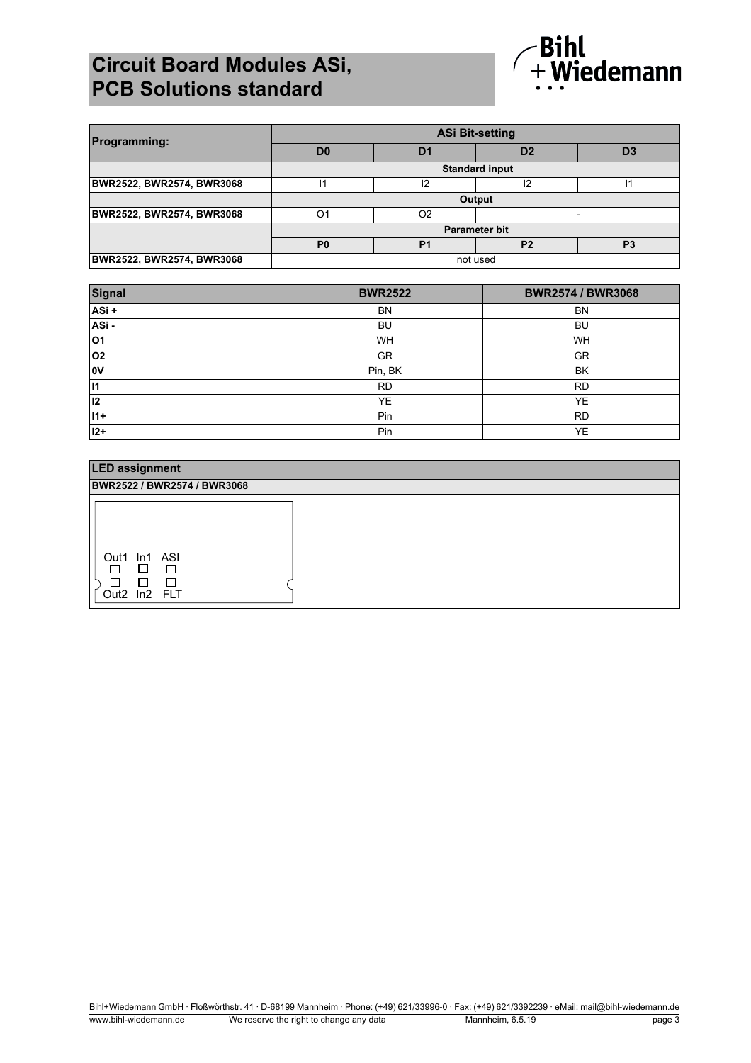# Circuit Board Modules ASi, PCB Solutions standard

| Programming: | ASi Bit-setting | | | |
|---|---|---|---|---|
| | D0 | D1 | D2 | D3 |
| | Standard input | | | |
| BWR2522, BWR2574, BWR3068 | I1 | I2 | I2 | I1 |
| | Output | | | |
| BWR2522, BWR2574, BWR3068 | O1 | O2 | - | |
| | Parameter bit | | | |
| | P0 | P1 | P2 | P3 |
| BWR2522, BWR2574, BWR3068 | not used | | | |

| Signal | BWR2522 | BWR2574 / BWR3068 |
|---|---|---|
| ASi + | BN | BN |
| ASi - | BU | BU |
| O1 | WH | WH |
| O2 | GR | GR |
| 0V | Pin, BK | BK |
| I1 | RD | RD |
| I2 | YE | YE |
| I1+ | Pin | RD |
| I2+ | Pin | YE |

**LED assignment**

**BWR2522 / BWR2574 / BWR3068**

Out1 In1 ASI

Out2 In2 FLT

Bihl+Wiedemann GmbH · Floßwörthstr. 41 · D-68199 Mannheim · Phone: (+49) 621/33996-0 · Fax: (+49) 621/3392239 · eMail: mail@bihl-wiedemann.de

www.bihl-wiedemann.de We reserve the right to change any data Mannheim, 6.5.19